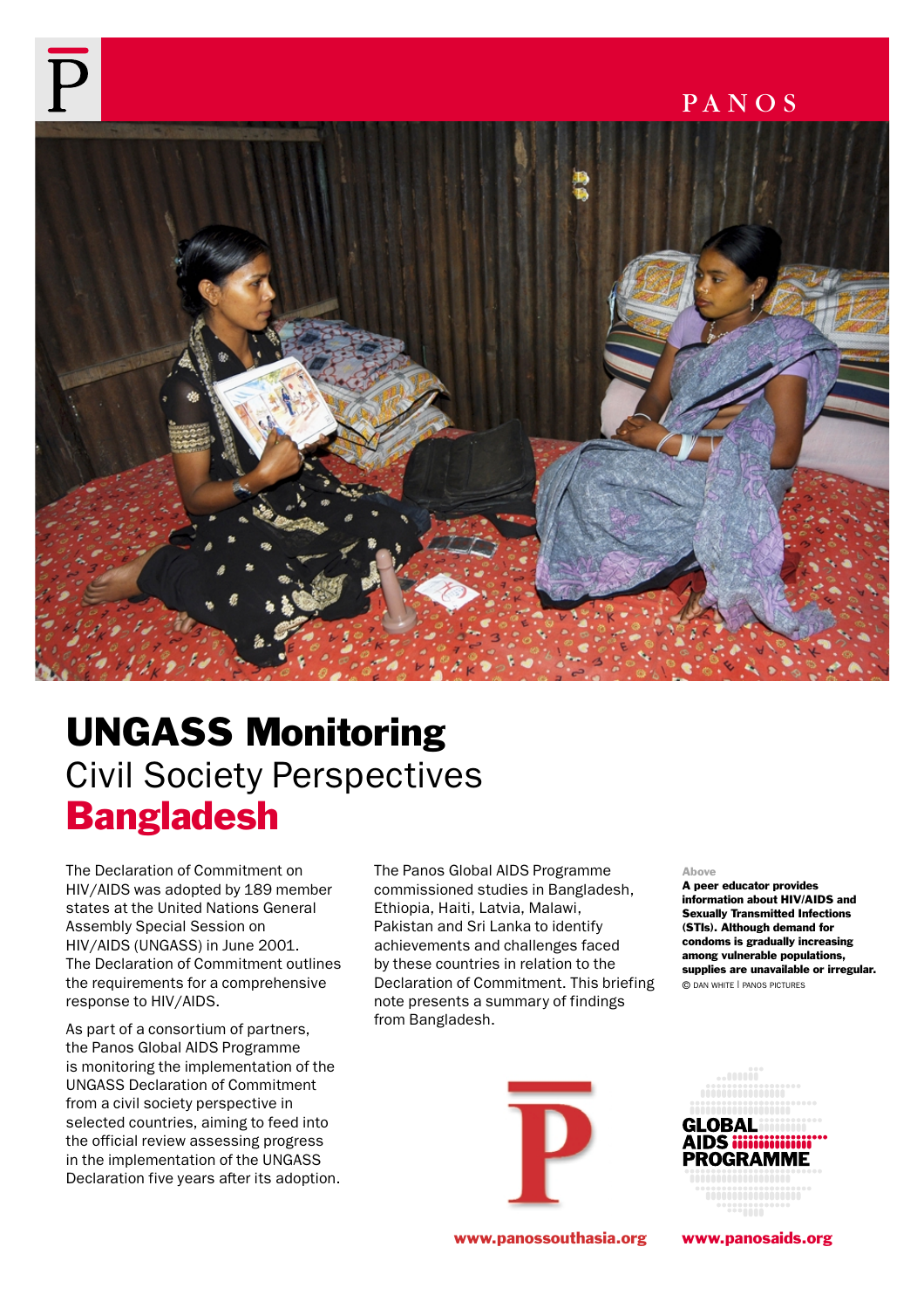PANOS

# UNGASS Monitoring
## Civil Society Perspectives
## Bangladesh

The Declaration of Commitment on HIV/AIDS was adopted by 189 member states at the United Nations General Assembly Special Session on HIV/AIDS (UNGASS) in June 2001. The Declaration of Commitment outlines the requirements for a comprehensive response to HIV/AIDS.

As part of a consortium of partners, the Panos Global AIDS Programme is monitoring the implementation of the UNGASS Declaration of Commitment from a civil society perspective in selected countries, aiming to feed into the official review assessing progress in the implementation of the UNGASS Declaration five years after its adoption.

The Panos Global AIDS Programme commissioned studies in Bangladesh, Ethiopia, Haiti, Latvia, Malawi, Pakistan and Sri Lanka to identify achievements and challenges faced by these countries in relation to the Declaration of Commitment. This briefing note presents a summary of findings from Bangladesh.

Above

**A peer educator provides information about HIV/AIDS and Sexually Transmitted Infections (STIs). Although demand for condoms is gradually increasing among vulnerable populations, supplies are unavailable or irregular.**

© DAN WHITE | PANOS PICTURES

GLOBAL AIDS PROGRAMME

www.panossouthasia.org www.panosaids.org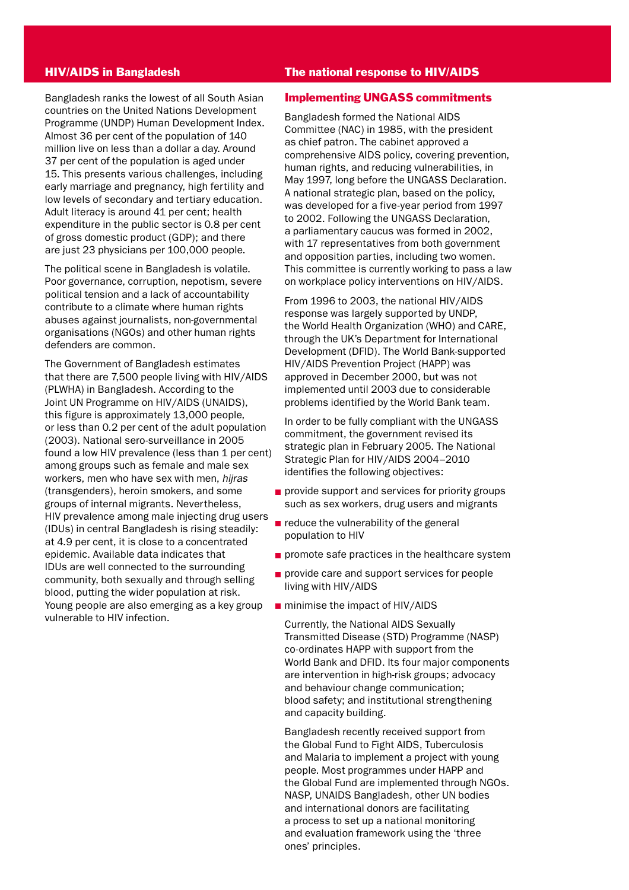## HIV/AIDS in Bangladesh

Bangladesh ranks the lowest of all South Asian countries on the United Nations Development Programme (UNDP) Human Development Index. Almost 36 per cent of the population of 140 million live on less than a dollar a day. Around 37 per cent of the population is aged under 15. This presents various challenges, including early marriage and pregnancy, high fertility and low levels of secondary and tertiary education. Adult literacy is around 41 per cent; health expenditure in the public sector is 0.8 per cent of gross domestic product (GDP); and there are just 23 physicians per 100,000 people.

The political scene in Bangladesh is volatile. Poor governance, corruption, nepotism, severe political tension and a lack of accountability contribute to a climate where human rights abuses against journalists, non-governmental organisations (NGOs) and other human rights defenders are common.

The Government of Bangladesh estimates that there are 7,500 people living with HIV/AIDS (PLWHA) in Bangladesh. According to the Joint UN Programme on HIV/AIDS (UNAIDS), this figure is approximately 13,000 people, or less than 0.2 per cent of the adult population (2003). National sero-surveillance in 2005 found a low HIV prevalence (less than 1 per cent) among groups such as female and male sex workers, men who have sex with men, *hijras* (transgenders), heroin smokers, and some groups of internal migrants. Nevertheless, HIV prevalence among male injecting drug users (IDUs) in central Bangladesh is rising steadily: at 4.9 per cent, it is close to a concentrated epidemic. Available data indicates that IDUs are well connected to the surrounding community, both sexually and through selling blood, putting the wider population at risk. Young people are also emerging as a key group vulnerable to HIV infection.

## The national response to HIV/AIDS

### Implementing UNGASS commitments

Bangladesh formed the National AIDS Committee (NAC) in 1985, with the president as chief patron. The cabinet approved a comprehensive AIDS policy, covering prevention, human rights, and reducing vulnerabilities, in May 1997, long before the UNGASS Declaration. A national strategic plan, based on the policy, was developed for a five-year period from 1997 to 2002. Following the UNGASS Declaration, a parliamentary caucus was formed in 2002, with 17 representatives from both government and opposition parties, including two women. This committee is currently working to pass a law on workplace policy interventions on HIV/AIDS.

From 1996 to 2003, the national HIV/AIDS response was largely supported by UNDP, the World Health Organization (WHO) and CARE, through the UK's Department for International Development (DFID). The World Bank-supported HIV/AIDS Prevention Project (HAPP) was approved in December 2000, but was not implemented until 2003 due to considerable problems identified by the World Bank team.

In order to be fully compliant with the UNGASS commitment, the government revised its strategic plan in February 2005. The National Strategic Plan for HIV/AIDS 2004–2010 identifies the following objectives:

- provide support and services for priority groups such as sex workers, drug users and migrants
- reduce the vulnerability of the general population to HIV
- promote safe practices in the healthcare system
- provide care and support services for people living with HIV/AIDS
- minimise the impact of HIV/AIDS

Currently, the National AIDS Sexually Transmitted Disease (STD) Programme (NASP) co-ordinates HAPP with support from the World Bank and DFID. Its four major components are intervention in high-risk groups; advocacy and behaviour change communication; blood safety; and institutional strengthening and capacity building.

Bangladesh recently received support from the Global Fund to Fight AIDS, Tuberculosis and Malaria to implement a project with young people. Most programmes under HAPP and the Global Fund are implemented through NGOs. NASP, UNAIDS Bangladesh, other UN bodies and international donors are facilitating a process to set up a national monitoring and evaluation framework using the 'three ones' principles.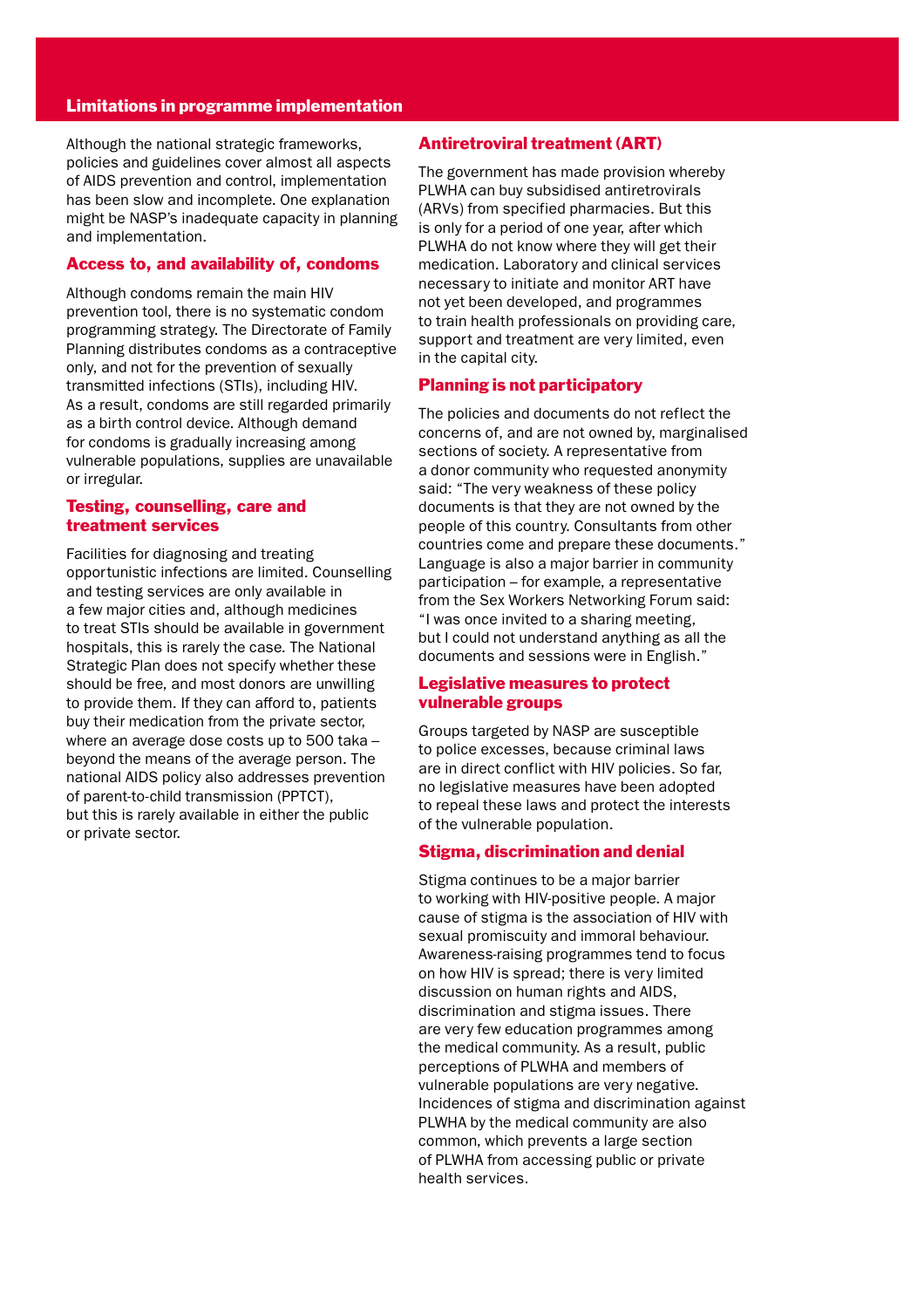## Limitations in programme implementation

Although the national strategic frameworks, policies and guidelines cover almost all aspects of AIDS prevention and control, implementation has been slow and incomplete. One explanation might be NASP's inadequate capacity in planning and implementation.

### Access to, and availability of, condoms

Although condoms remain the main HIV prevention tool, there is no systematic condom programming strategy. The Directorate of Family Planning distributes condoms as a contraceptive only, and not for the prevention of sexually transmitted infections (STIs), including HIV. As a result, condoms are still regarded primarily as a birth control device. Although demand for condoms is gradually increasing among vulnerable populations, supplies are unavailable or irregular.

### Testing, counselling, care and treatment services

Facilities for diagnosing and treating opportunistic infections are limited. Counselling and testing services are only available in a few major cities and, although medicines to treat STIs should be available in government hospitals, this is rarely the case. The National Strategic Plan does not specify whether these should be free, and most donors are unwilling to provide them. If they can afford to, patients buy their medication from the private sector, where an average dose costs up to 500 taka – beyond the means of the average person. The national AIDS policy also addresses prevention of parent-to-child transmission (PPTCT), but this is rarely available in either the public or private sector.

### Antiretroviral treatment (ART)

The government has made provision whereby PLWHA can buy subsidised antiretrovirals (ARVs) from specified pharmacies. But this is only for a period of one year, after which PLWHA do not know where they will get their medication. Laboratory and clinical services necessary to initiate and monitor ART have not yet been developed, and programmes to train health professionals on providing care, support and treatment are very limited, even in the capital city.

### Planning is not participatory

The policies and documents do not reflect the concerns of, and are not owned by, marginalised sections of society. A representative from a donor community who requested anonymity said: "The very weakness of these policy documents is that they are not owned by the people of this country. Consultants from other countries come and prepare these documents." Language is also a major barrier in community participation – for example, a representative from the Sex Workers Networking Forum said: "I was once invited to a sharing meeting, but I could not understand anything as all the documents and sessions were in English."

### Legislative measures to protect vulnerable groups

Groups targeted by NASP are susceptible to police excesses, because criminal laws are in direct conflict with HIV policies. So far, no legislative measures have been adopted to repeal these laws and protect the interests of the vulnerable population.

### Stigma, discrimination and denial

Stigma continues to be a major barrier to working with HIV-positive people. A major cause of stigma is the association of HIV with sexual promiscuity and immoral behaviour. Awareness-raising programmes tend to focus on how HIV is spread; there is very limited discussion on human rights and AIDS, discrimination and stigma issues. There are very few education programmes among the medical community. As a result, public perceptions of PLWHA and members of vulnerable populations are very negative. Incidences of stigma and discrimination against PLWHA by the medical community are also common, which prevents a large section of PLWHA from accessing public or private health services.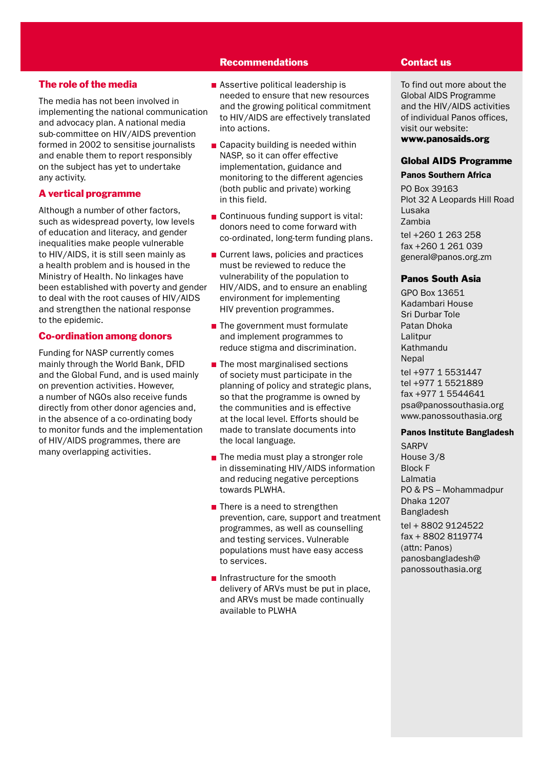## The role of the media

The media has not been involved in implementing the national communication and advocacy plan. A national media sub-committee on HIV/AIDS prevention formed in 2002 to sensitise journalists and enable them to report responsibly on the subject has yet to undertake any activity.

## A vertical programme

Although a number of other factors, such as widespread poverty, low levels of education and literacy, and gender inequalities make people vulnerable to HIV/AIDS, it is still seen mainly as a health problem and is housed in the Ministry of Health. No linkages have been established with poverty and gender to deal with the root causes of HIV/AIDS and strengthen the national response to the epidemic.

## Co-ordination among donors

Funding for NASP currently comes mainly through the World Bank, DFID and the Global Fund, and is used mainly on prevention activities. However, a number of NGOs also receive funds directly from other donor agencies and, in the absence of a co-ordinating body to monitor funds and the implementation of HIV/AIDS programmes, there are many overlapping activities.

## Recommendations

- Assertive political leadership is needed to ensure that new resources and the growing political commitment to HIV/AIDS are effectively translated into actions.
- Capacity building is needed within NASP, so it can offer effective implementation, guidance and monitoring to the different agencies (both public and private) working in this field.
- Continuous funding support is vital: donors need to come forward with co-ordinated, long-term funding plans.
- Current laws, policies and practices must be reviewed to reduce the vulnerability of the population to HIV/AIDS, and to ensure an enabling environment for implementing HIV prevention programmes.
- The government must formulate and implement programmes to reduce stigma and discrimination.
- The most marginalised sections of society must participate in the planning of policy and strategic plans, so that the programme is owned by the communities and is effective at the local level. Efforts should be made to translate documents into the local language.
- The media must play a stronger role in disseminating HIV/AIDS information and reducing negative perceptions towards PLWHA.
- There is a need to strengthen prevention, care, support and treatment programmes, as well as counselling and testing services. Vulnerable populations must have easy access to services.
- Infrastructure for the smooth delivery of ARVs must be put in place, and ARVs must be made continually available to PLWHA

## Contact us

To find out more about the Global AIDS Programme and the HIV/AIDS activities of individual Panos offices, visit our website: **www.panosaids.org**

### Global AIDS Programme

**Panos Southern Africa**

PO Box 39163
Plot 32 A Leopards Hill Road
Lusaka
Zambia

tel +260 1 263 258
fax +260 1 261 039
general@panos.org.zm

### Panos South Asia

GPO Box 13651
Kadambari House
Sri Durbar Tole
Patan Dhoka
Lalitpur
Kathmandu
Nepal

tel +977 1 5531447
tel +977 1 5521889
fax +977 1 5544641
psa@panossouthasia.org
www.panossouthasia.org

**Panos Institute Bangladesh**

SARPV
House 3/8
Block F
Lalmatia
PO & PS – Mohammadpur
Dhaka 1207
Bangladesh

tel + 8802 9124522
fax + 8802 8119774
(attn: Panos)
panosbangladesh@
panossouthasia.org